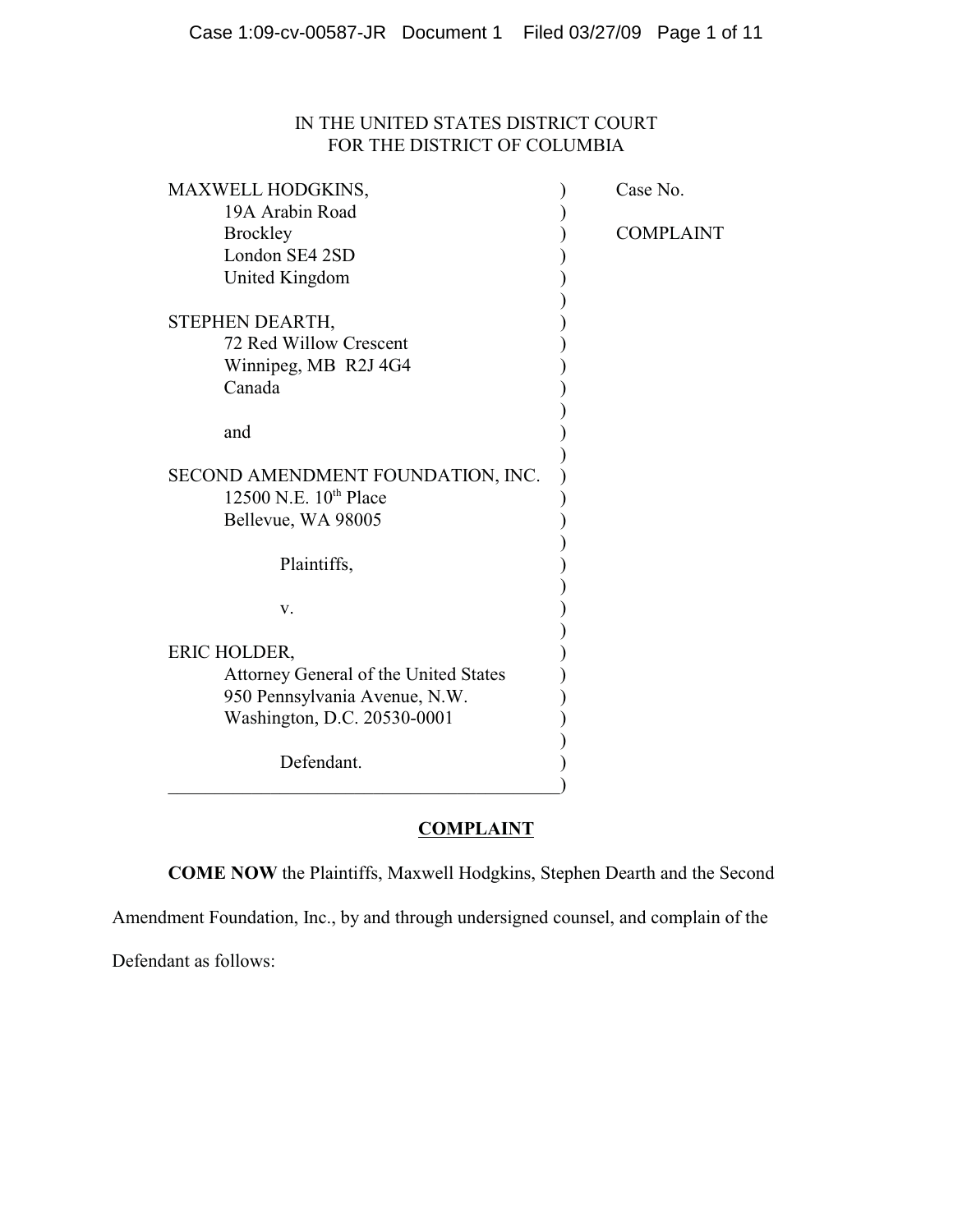IN THE UNITED STATES DISTRICT COURT
FOR THE DISTRICT OF COLUMBIA

| | | |
|---|---|---|
| MAXWELL HODGKINS,<br>19A Arabin Road<br>Brockley<br>London SE4 2SD<br>United Kingdom | ) | Case No. |
| | ) | COMPLAINT |
| STEPHEN DEARTH,<br>72 Red Willow Crescent<br>Winnipeg, MB R2J 4G4<br>Canada | ) | |
| and | ) | |
| SECOND AMENDMENT FOUNDATION, INC.<br>12500 N.E. 10th Place<br>Bellevue, WA 98005 | ) | |
| Plaintiffs, | ) | |
| v. | ) | |
| ERIC HOLDER,<br>Attorney General of the United States<br>950 Pennsylvania Avenue, N.W.<br>Washington, D.C. 20530-0001 | ) | |
| Defendant. | ) | |

## COMPLAINT

**COME NOW** the Plaintiffs, Maxwell Hodgkins, Stephen Dearth and the Second Amendment Foundation, Inc., by and through undersigned counsel, and complain of the Defendant as follows: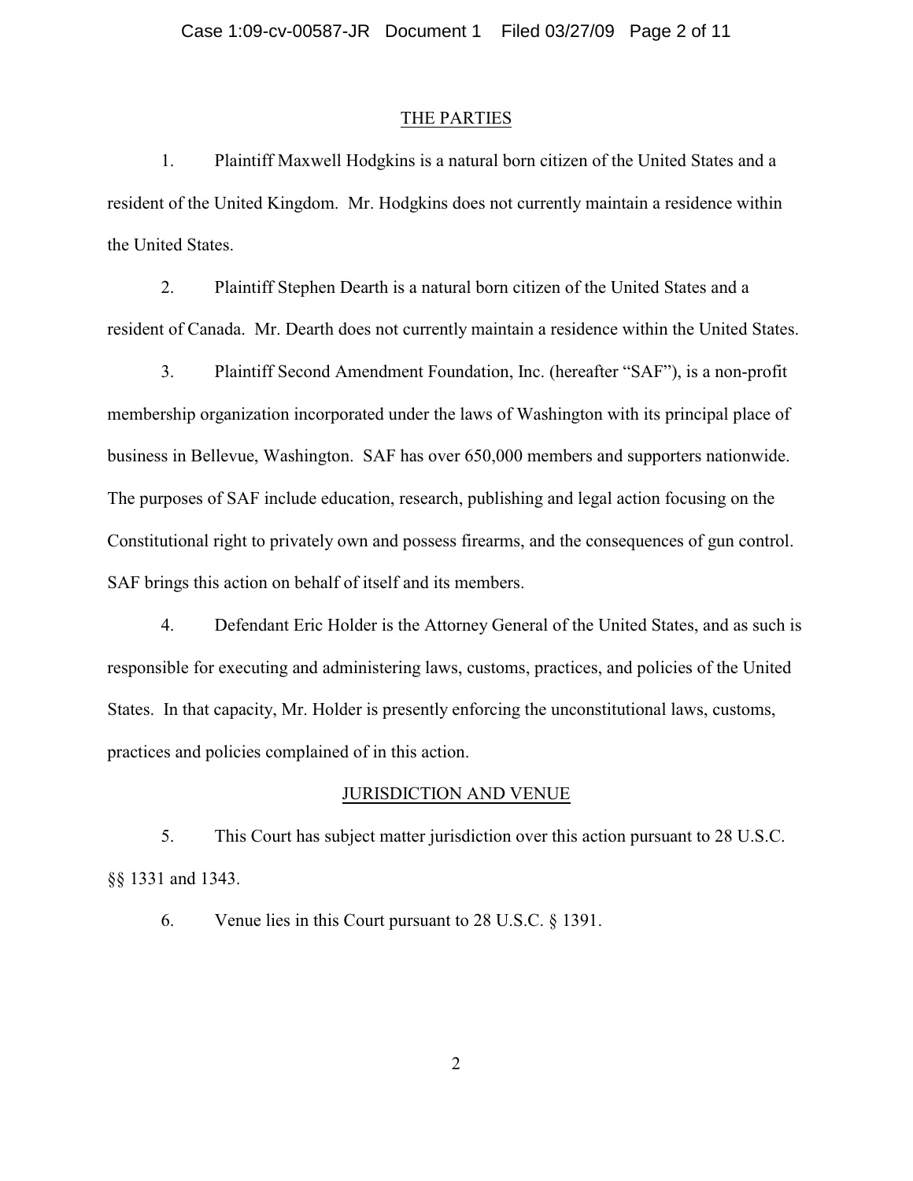## THE PARTIES

1. Plaintiff Maxwell Hodgkins is a natural born citizen of the United States and a resident of the United Kingdom. Mr. Hodgkins does not currently maintain a residence within the United States.

2. Plaintiff Stephen Dearth is a natural born citizen of the United States and a resident of Canada. Mr. Dearth does not currently maintain a residence within the United States.

3. Plaintiff Second Amendment Foundation, Inc. (hereafter "SAF"), is a non-profit membership organization incorporated under the laws of Washington with its principal place of business in Bellevue, Washington. SAF has over 650,000 members and supporters nationwide. The purposes of SAF include education, research, publishing and legal action focusing on the Constitutional right to privately own and possess firearms, and the consequences of gun control. SAF brings this action on behalf of itself and its members.

4. Defendant Eric Holder is the Attorney General of the United States, and as such is responsible for executing and administering laws, customs, practices, and policies of the United States. In that capacity, Mr. Holder is presently enforcing the unconstitutional laws, customs, practices and policies complained of in this action.

## JURISDICTION AND VENUE

5. This Court has subject matter jurisdiction over this action pursuant to 28 U.S.C. §§ 1331 and 1343.

6. Venue lies in this Court pursuant to 28 U.S.C. § 1391.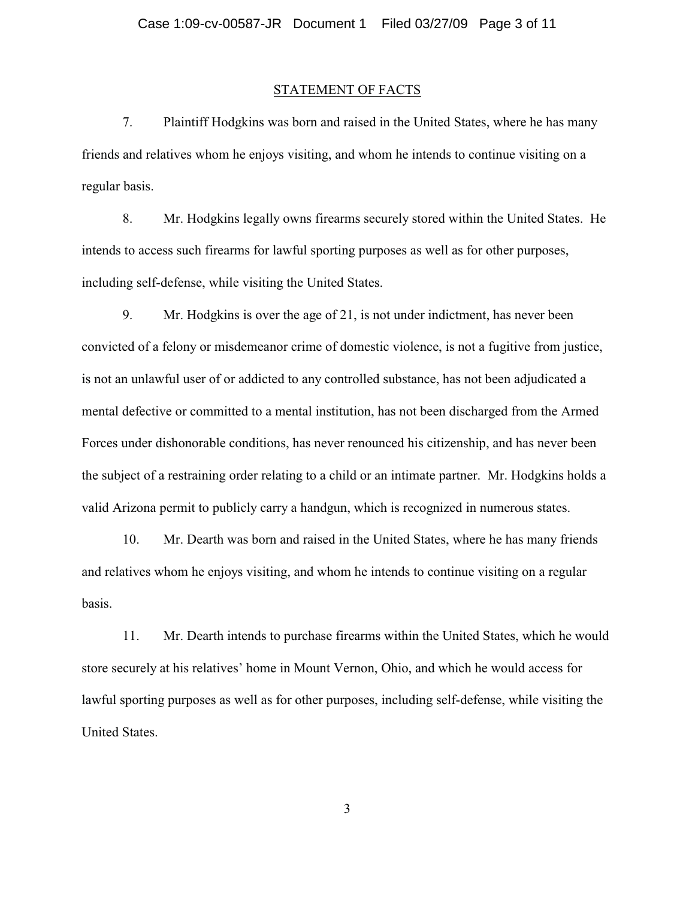## STATEMENT OF FACTS

7. Plaintiff Hodgkins was born and raised in the United States, where he has many friends and relatives whom he enjoys visiting, and whom he intends to continue visiting on a regular basis.

8. Mr. Hodgkins legally owns firearms securely stored within the United States. He intends to access such firearms for lawful sporting purposes as well as for other purposes, including self-defense, while visiting the United States.

9. Mr. Hodgkins is over the age of 21, is not under indictment, has never been convicted of a felony or misdemeanor crime of domestic violence, is not a fugitive from justice, is not an unlawful user of or addicted to any controlled substance, has not been adjudicated a mental defective or committed to a mental institution, has not been discharged from the Armed Forces under dishonorable conditions, has never renounced his citizenship, and has never been the subject of a restraining order relating to a child or an intimate partner. Mr. Hodgkins holds a valid Arizona permit to publicly carry a handgun, which is recognized in numerous states.

10. Mr. Dearth was born and raised in the United States, where he has many friends and relatives whom he enjoys visiting, and whom he intends to continue visiting on a regular basis.

11. Mr. Dearth intends to purchase firearms within the United States, which he would store securely at his relatives' home in Mount Vernon, Ohio, and which he would access for lawful sporting purposes as well as for other purposes, including self-defense, while visiting the United States.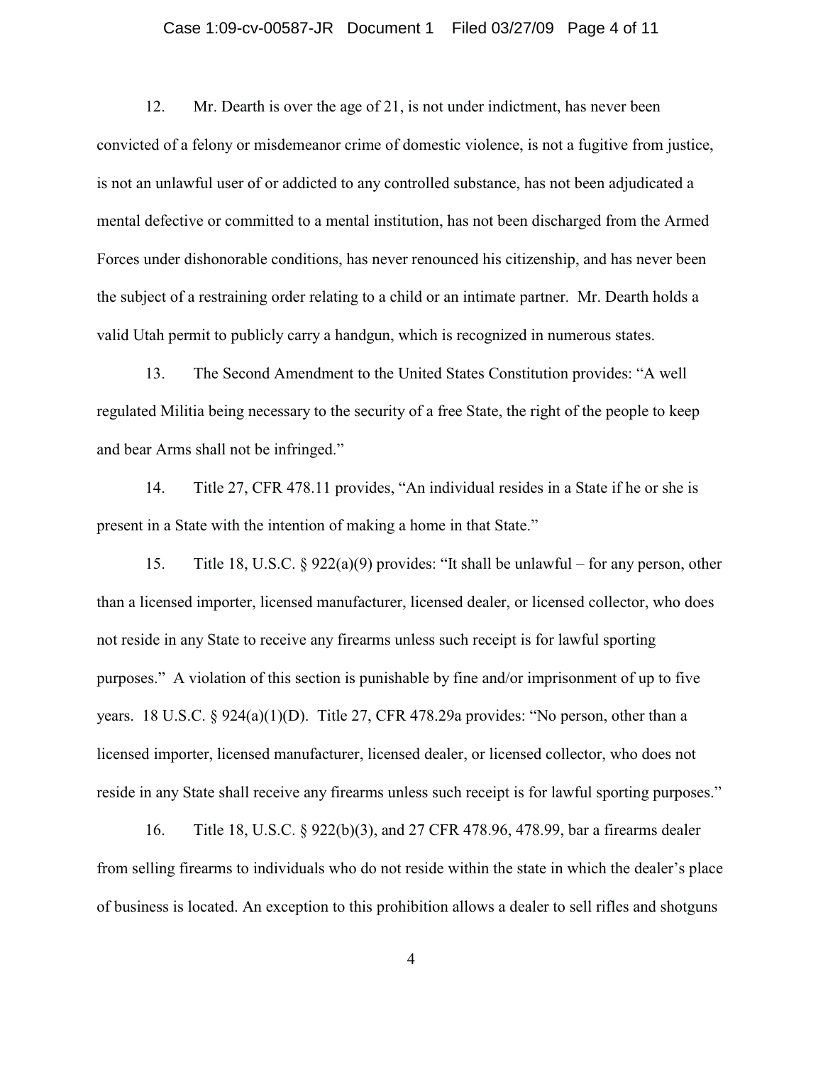12. Mr. Dearth is over the age of 21, is not under indictment, has never been convicted of a felony or misdemeanor crime of domestic violence, is not a fugitive from justice, is not an unlawful user of or addicted to any controlled substance, has not been adjudicated a mental defective or committed to a mental institution, has not been discharged from the Armed Forces under dishonorable conditions, has never renounced his citizenship, and has never been the subject of a restraining order relating to a child or an intimate partner. Mr. Dearth holds a valid Utah permit to publicly carry a handgun, which is recognized in numerous states.

13. The Second Amendment to the United States Constitution provides: "A well regulated Militia being necessary to the security of a free State, the right of the people to keep and bear Arms shall not be infringed."

14. Title 27, CFR 478.11 provides, "An individual resides in a State if he or she is present in a State with the intention of making a home in that State."

15. Title 18, U.S.C. § 922(a)(9) provides: "It shall be unlawful – for any person, other than a licensed importer, licensed manufacturer, licensed dealer, or licensed collector, who does not reside in any State to receive any firearms unless such receipt is for lawful sporting purposes." A violation of this section is punishable by fine and/or imprisonment of up to five years. 18 U.S.C. § 924(a)(1)(D). Title 27, CFR 478.29a provides: "No person, other than a licensed importer, licensed manufacturer, licensed dealer, or licensed collector, who does not reside in any State shall receive any firearms unless such receipt is for lawful sporting purposes."

16. Title 18, U.S.C. § 922(b)(3), and 27 CFR 478.96, 478.99, bar a firearms dealer from selling firearms to individuals who do not reside within the state in which the dealer's place of business is located. An exception to this prohibition allows a dealer to sell rifles and shotguns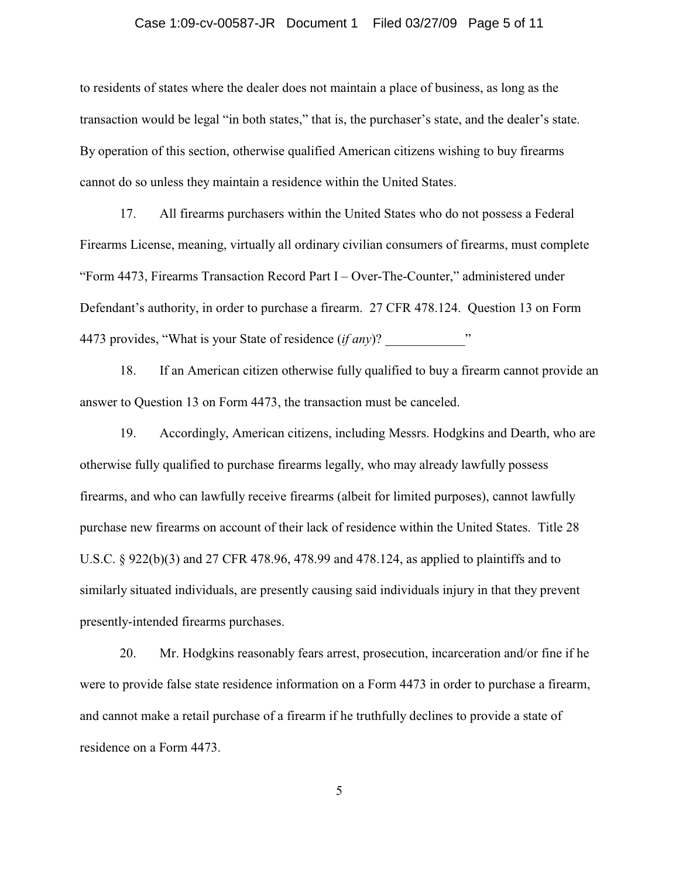to residents of states where the dealer does not maintain a place of business, as long as the transaction would be legal "in both states," that is, the purchaser's state, and the dealer's state. By operation of this section, otherwise qualified American citizens wishing to buy firearms cannot do so unless they maintain a residence within the United States.

17. All firearms purchasers within the United States who do not possess a Federal Firearms License, meaning, virtually all ordinary civilian consumers of firearms, must complete "Form 4473, Firearms Transaction Record Part I – Over-The-Counter," administered under Defendant's authority, in order to purchase a firearm. 27 CFR 478.124. Question 13 on Form 4473 provides, "What is your State of residence (*if any*)? ____________"

18. If an American citizen otherwise fully qualified to buy a firearm cannot provide an answer to Question 13 on Form 4473, the transaction must be canceled.

19. Accordingly, American citizens, including Messrs. Hodgkins and Dearth, who are otherwise fully qualified to purchase firearms legally, who may already lawfully possess firearms, and who can lawfully receive firearms (albeit for limited purposes), cannot lawfully purchase new firearms on account of their lack of residence within the United States. Title 28 U.S.C. § 922(b)(3) and 27 CFR 478.96, 478.99 and 478.124, as applied to plaintiffs and to similarly situated individuals, are presently causing said individuals injury in that they prevent presently-intended firearms purchases.

20. Mr. Hodgkins reasonably fears arrest, prosecution, incarceration and/or fine if he were to provide false state residence information on a Form 4473 in order to purchase a firearm, and cannot make a retail purchase of a firearm if he truthfully declines to provide a state of residence on a Form 4473.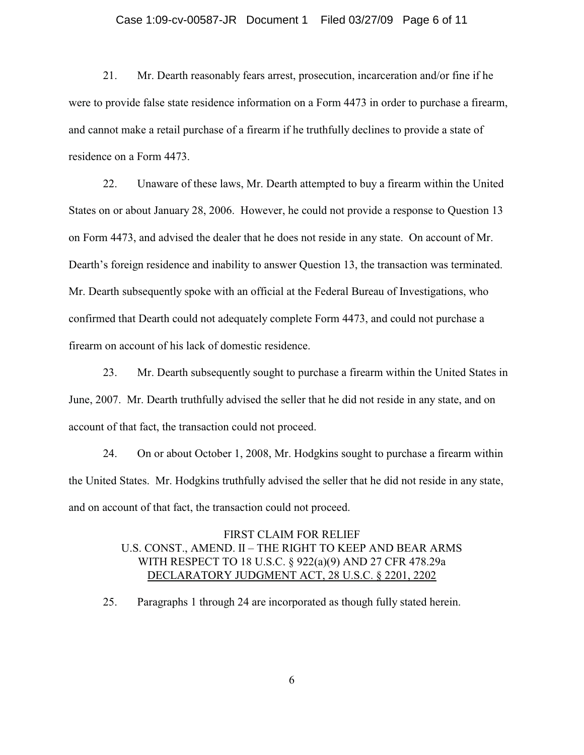21. Mr. Dearth reasonably fears arrest, prosecution, incarceration and/or fine if he were to provide false state residence information on a Form 4473 in order to purchase a firearm, and cannot make a retail purchase of a firearm if he truthfully declines to provide a state of residence on a Form 4473.

22. Unaware of these laws, Mr. Dearth attempted to buy a firearm within the United States on or about January 28, 2006. However, he could not provide a response to Question 13 on Form 4473, and advised the dealer that he does not reside in any state. On account of Mr. Dearth's foreign residence and inability to answer Question 13, the transaction was terminated. Mr. Dearth subsequently spoke with an official at the Federal Bureau of Investigations, who confirmed that Dearth could not adequately complete Form 4473, and could not purchase a firearm on account of his lack of domestic residence.

23. Mr. Dearth subsequently sought to purchase a firearm within the United States in June, 2007. Mr. Dearth truthfully advised the seller that he did not reside in any state, and on account of that fact, the transaction could not proceed.

24. On or about October 1, 2008, Mr. Hodgkins sought to purchase a firearm within the United States. Mr. Hodgkins truthfully advised the seller that he did not reside in any state, and on account of that fact, the transaction could not proceed.

## FIRST CLAIM FOR RELIEF
## U.S. CONST., AMEND. II – THE RIGHT TO KEEP AND BEAR ARMS WITH RESPECT TO 18 U.S.C. § 922(a)(9) AND 27 CFR 478.29a DECLARATORY JUDGMENT ACT, 28 U.S.C. § 2201, 2202

25. Paragraphs 1 through 24 are incorporated as though fully stated herein.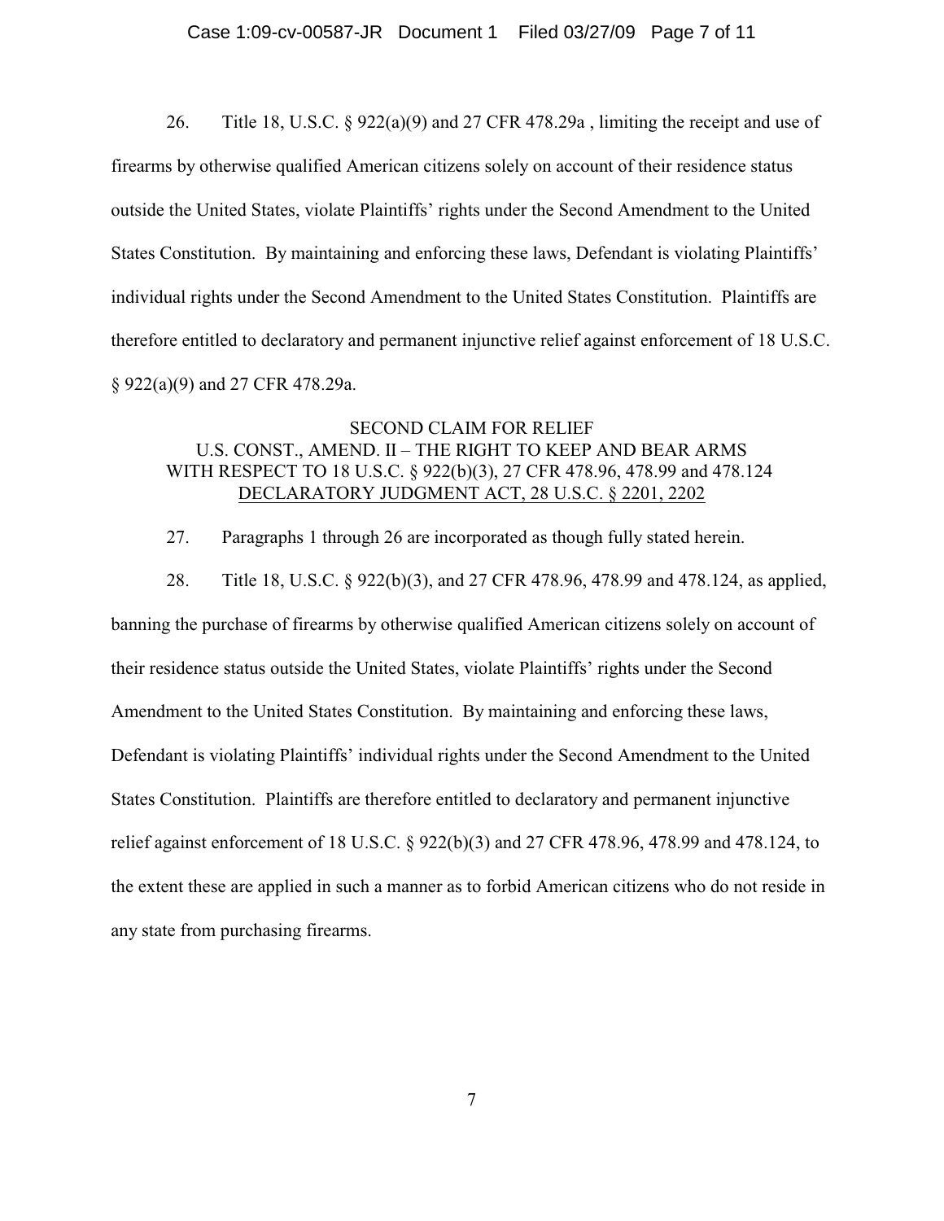26. Title 18, U.S.C. § 922(a)(9) and 27 CFR 478.29a , limiting the receipt and use of firearms by otherwise qualified American citizens solely on account of their residence status outside the United States, violate Plaintiffs' rights under the Second Amendment to the United States Constitution. By maintaining and enforcing these laws, Defendant is violating Plaintiffs' individual rights under the Second Amendment to the United States Constitution. Plaintiffs are therefore entitled to declaratory and permanent injunctive relief against enforcement of 18 U.S.C. § 922(a)(9) and 27 CFR 478.29a.

## SECOND CLAIM FOR RELIEF
## U.S. CONST., AMEND. II – THE RIGHT TO KEEP AND BEAR ARMS WITH RESPECT TO 18 U.S.C. § 922(b)(3), 27 CFR 478.96, 478.99 and 478.124 DECLARATORY JUDGMENT ACT, 28 U.S.C. § 2201, 2202

27. Paragraphs 1 through 26 are incorporated as though fully stated herein.

28. Title 18, U.S.C. § 922(b)(3), and 27 CFR 478.96, 478.99 and 478.124, as applied, banning the purchase of firearms by otherwise qualified American citizens solely on account of their residence status outside the United States, violate Plaintiffs' rights under the Second Amendment to the United States Constitution. By maintaining and enforcing these laws, Defendant is violating Plaintiffs' individual rights under the Second Amendment to the United States Constitution. Plaintiffs are therefore entitled to declaratory and permanent injunctive relief against enforcement of 18 U.S.C. § 922(b)(3) and 27 CFR 478.96, 478.99 and 478.124, to the extent these are applied in such a manner as to forbid American citizens who do not reside in any state from purchasing firearms.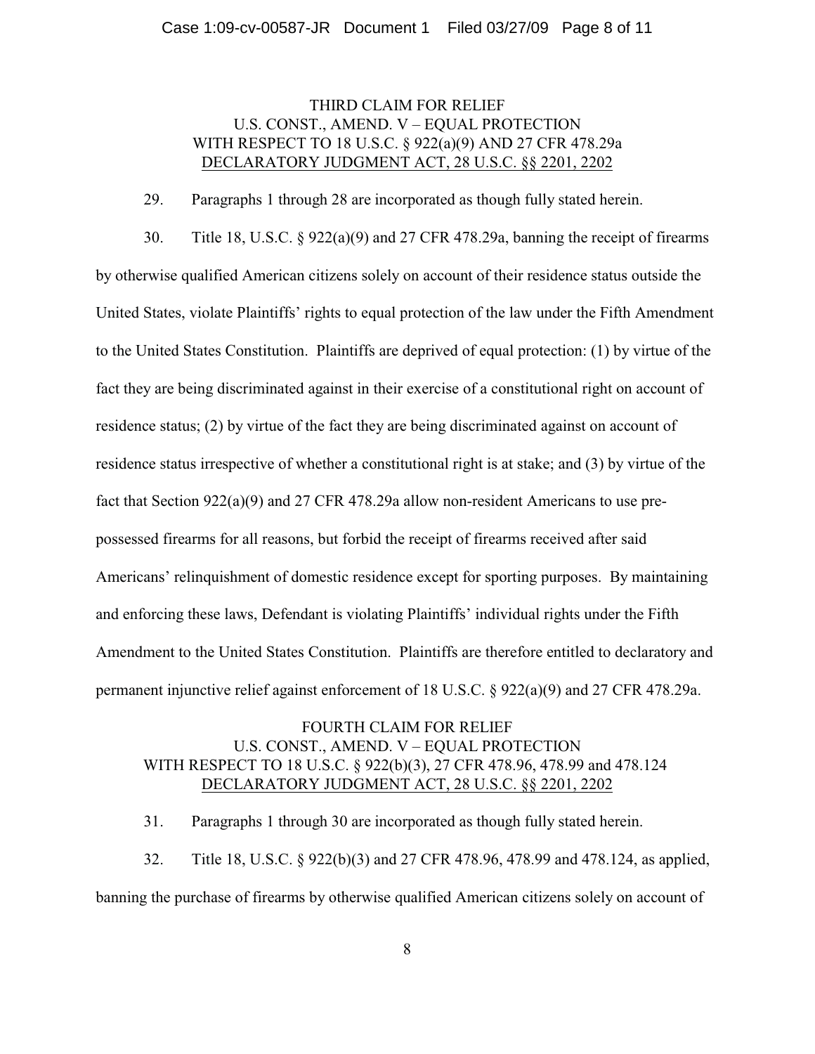## THIRD CLAIM FOR RELIEF
## U.S. CONST., AMEND. V – EQUAL PROTECTION
## WITH RESPECT TO 18 U.S.C. § 922(a)(9) AND 27 CFR 478.29a
## DECLARATORY JUDGMENT ACT, 28 U.S.C. §§ 2201, 2202

29. Paragraphs 1 through 28 are incorporated as though fully stated herein.

30. Title 18, U.S.C. § 922(a)(9) and 27 CFR 478.29a, banning the receipt of firearms by otherwise qualified American citizens solely on account of their residence status outside the United States, violate Plaintiffs' rights to equal protection of the law under the Fifth Amendment to the United States Constitution. Plaintiffs are deprived of equal protection: (1) by virtue of the fact they are being discriminated against in their exercise of a constitutional right on account of residence status; (2) by virtue of the fact they are being discriminated against on account of residence status irrespective of whether a constitutional right is at stake; and (3) by virtue of the fact that Section 922(a)(9) and 27 CFR 478.29a allow non-resident Americans to use pre-possessed firearms for all reasons, but forbid the receipt of firearms received after said Americans' relinquishment of domestic residence except for sporting purposes. By maintaining and enforcing these laws, Defendant is violating Plaintiffs' individual rights under the Fifth Amendment to the United States Constitution. Plaintiffs are therefore entitled to declaratory and permanent injunctive relief against enforcement of 18 U.S.C. § 922(a)(9) and 27 CFR 478.29a.

## FOURTH CLAIM FOR RELIEF
## U.S. CONST., AMEND. V – EQUAL PROTECTION
## WITH RESPECT TO 18 U.S.C. § 922(b)(3), 27 CFR 478.96, 478.99 and 478.124
## DECLARATORY JUDGMENT ACT, 28 U.S.C. §§ 2201, 2202

31. Paragraphs 1 through 30 are incorporated as though fully stated herein.

32. Title 18, U.S.C. § 922(b)(3) and 27 CFR 478.96, 478.99 and 478.124, as applied, banning the purchase of firearms by otherwise qualified American citizens solely on account of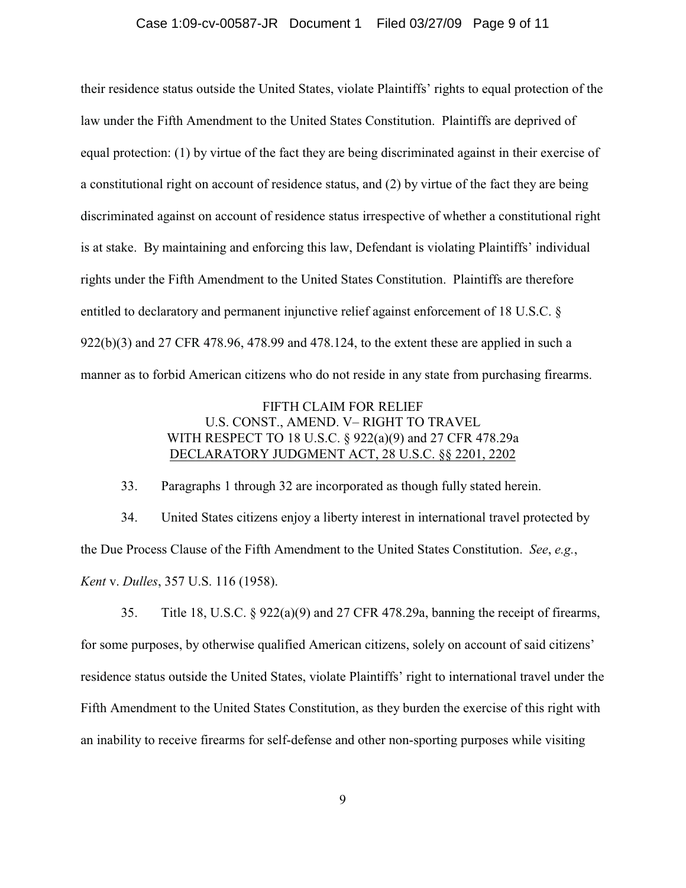their residence status outside the United States, violate Plaintiffs' rights to equal protection of the law under the Fifth Amendment to the United States Constitution. Plaintiffs are deprived of equal protection: (1) by virtue of the fact they are being discriminated against in their exercise of a constitutional right on account of residence status, and (2) by virtue of the fact they are being discriminated against on account of residence status irrespective of whether a constitutional right is at stake. By maintaining and enforcing this law, Defendant is violating Plaintiffs' individual rights under the Fifth Amendment to the United States Constitution. Plaintiffs are therefore entitled to declaratory and permanent injunctive relief against enforcement of 18 U.S.C. § 922(b)(3) and 27 CFR 478.96, 478.99 and 478.124, to the extent these are applied in such a manner as to forbid American citizens who do not reside in any state from purchasing firearms.

## FIFTH CLAIM FOR RELIEF
## U.S. CONST., AMEND. V– RIGHT TO TRAVEL
## WITH RESPECT TO 18 U.S.C. § 922(a)(9) and 27 CFR 478.29a
## DECLARATORY JUDGMENT ACT, 28 U.S.C. §§ 2201, 2202

33. Paragraphs 1 through 32 are incorporated as though fully stated herein.

34. United States citizens enjoy a liberty interest in international travel protected by the Due Process Clause of the Fifth Amendment to the United States Constitution. *See*, *e.g.*, *Kent* v. *Dulles*, 357 U.S. 116 (1958).

35. Title 18, U.S.C. § 922(a)(9) and 27 CFR 478.29a, banning the receipt of firearms, for some purposes, by otherwise qualified American citizens, solely on account of said citizens' residence status outside the United States, violate Plaintiffs' right to international travel under the Fifth Amendment to the United States Constitution, as they burden the exercise of this right with an inability to receive firearms for self-defense and other non-sporting purposes while visiting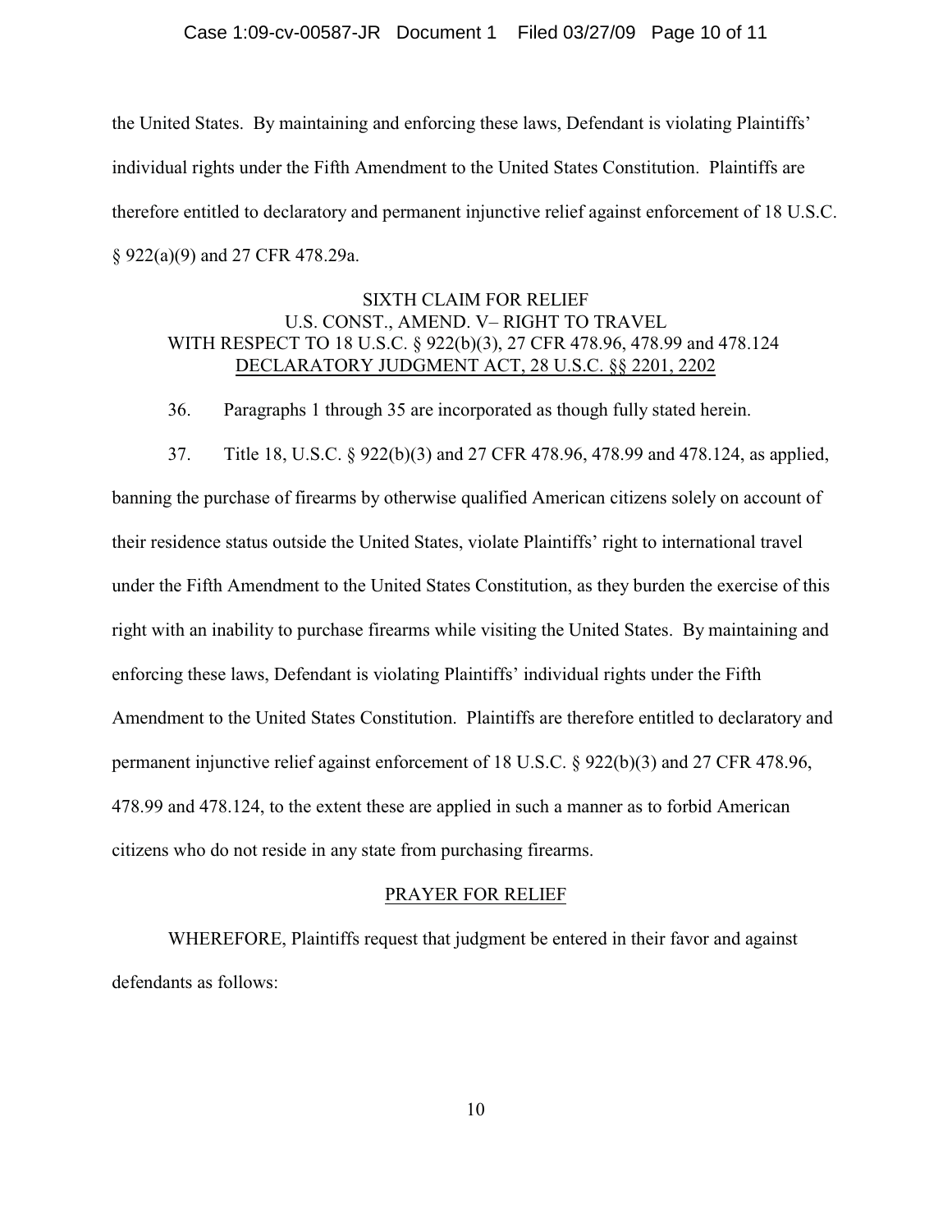the United States. By maintaining and enforcing these laws, Defendant is violating Plaintiffs' individual rights under the Fifth Amendment to the United States Constitution. Plaintiffs are therefore entitled to declaratory and permanent injunctive relief against enforcement of 18 U.S.C. § 922(a)(9) and 27 CFR 478.29a.

## SIXTH CLAIM FOR RELIEF
## U.S. CONST., AMEND. V– RIGHT TO TRAVEL
## WITH RESPECT TO 18 U.S.C. § 922(b)(3), 27 CFR 478.96, 478.99 and 478.124
## DECLARATORY JUDGMENT ACT, 28 U.S.C. §§ 2201, 2202

36. Paragraphs 1 through 35 are incorporated as though fully stated herein.

37. Title 18, U.S.C. § 922(b)(3) and 27 CFR 478.96, 478.99 and 478.124, as applied, banning the purchase of firearms by otherwise qualified American citizens solely on account of their residence status outside the United States, violate Plaintiffs' right to international travel under the Fifth Amendment to the United States Constitution, as they burden the exercise of this right with an inability to purchase firearms while visiting the United States. By maintaining and enforcing these laws, Defendant is violating Plaintiffs' individual rights under the Fifth Amendment to the United States Constitution. Plaintiffs are therefore entitled to declaratory and permanent injunctive relief against enforcement of 18 U.S.C. § 922(b)(3) and 27 CFR 478.96, 478.99 and 478.124, to the extent these are applied in such a manner as to forbid American citizens who do not reside in any state from purchasing firearms.

## PRAYER FOR RELIEF

WHEREFORE, Plaintiffs request that judgment be entered in their favor and against defendants as follows: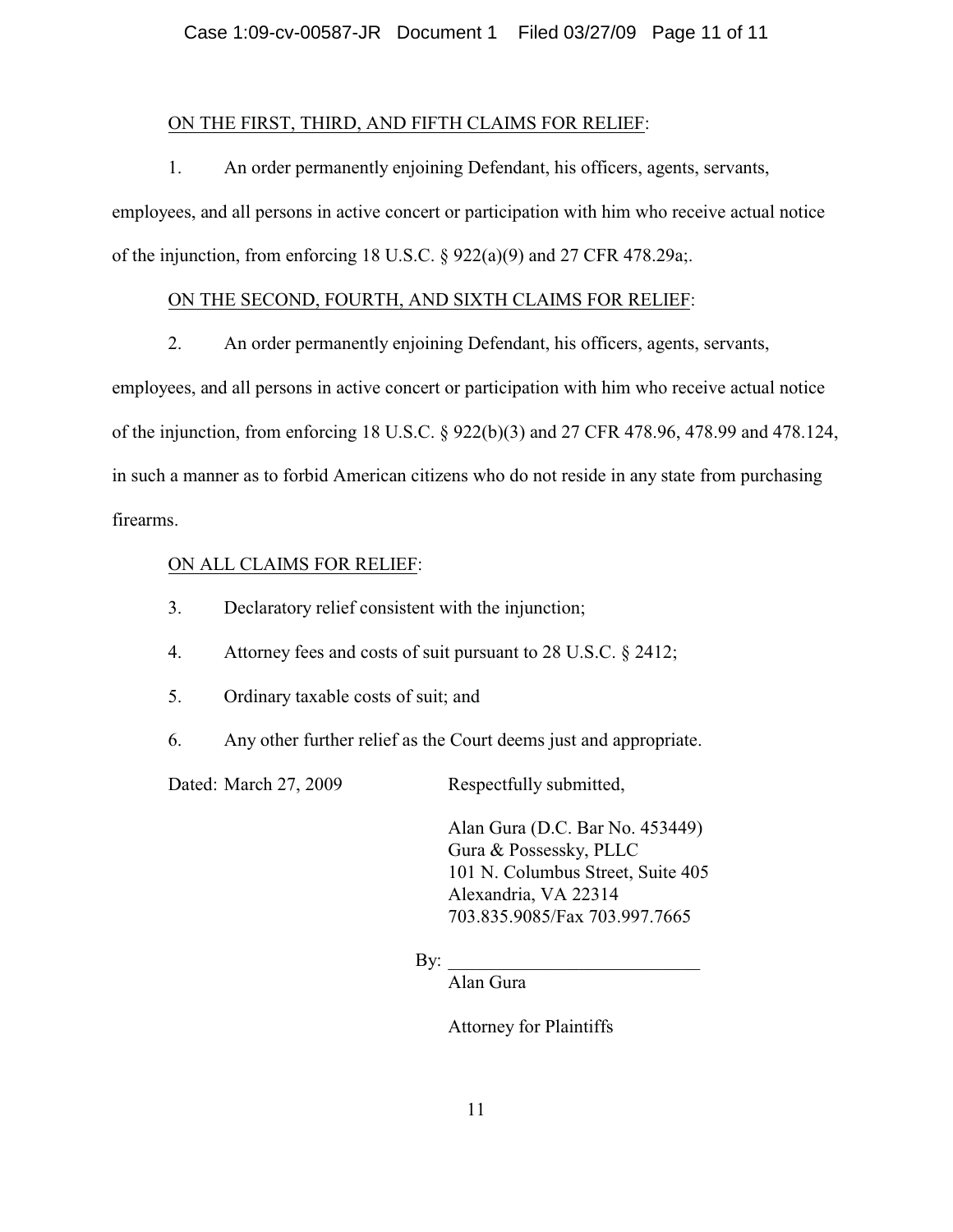<u>ON THE FIRST, THIRD, AND FIFTH CLAIMS FOR RELIEF</u>:

1. An order permanently enjoining Defendant, his officers, agents, servants, employees, and all persons in active concert or participation with him who receive actual notice of the injunction, from enforcing 18 U.S.C. § 922(a)(9) and 27 CFR 478.29a;.

<u>ON THE SECOND, FOURTH, AND SIXTH CLAIMS FOR RELIEF</u>:

2. An order permanently enjoining Defendant, his officers, agents, servants, employees, and all persons in active concert or participation with him who receive actual notice of the injunction, from enforcing 18 U.S.C. § 922(b)(3) and 27 CFR 478.96, 478.99 and 478.124, in such a manner as to forbid American citizens who do not reside in any state from purchasing firearms.

<u>ON ALL CLAIMS FOR RELIEF</u>:

3. Declaratory relief consistent with the injunction;

4. Attorney fees and costs of suit pursuant to 28 U.S.C. § 2412;

5. Ordinary taxable costs of suit; and

6. Any other further relief as the Court deems just and appropriate.

Dated: March 27, 2009

Respectfully submitted,

Alan Gura (D.C. Bar No. 453449)
Gura & Possessky, PLLC
101 N. Columbus Street, Suite 405
Alexandria, VA 22314
703.835.9085/Fax 703.997.7665

By: ___________________________
Alan Gura

Attorney for Plaintiffs